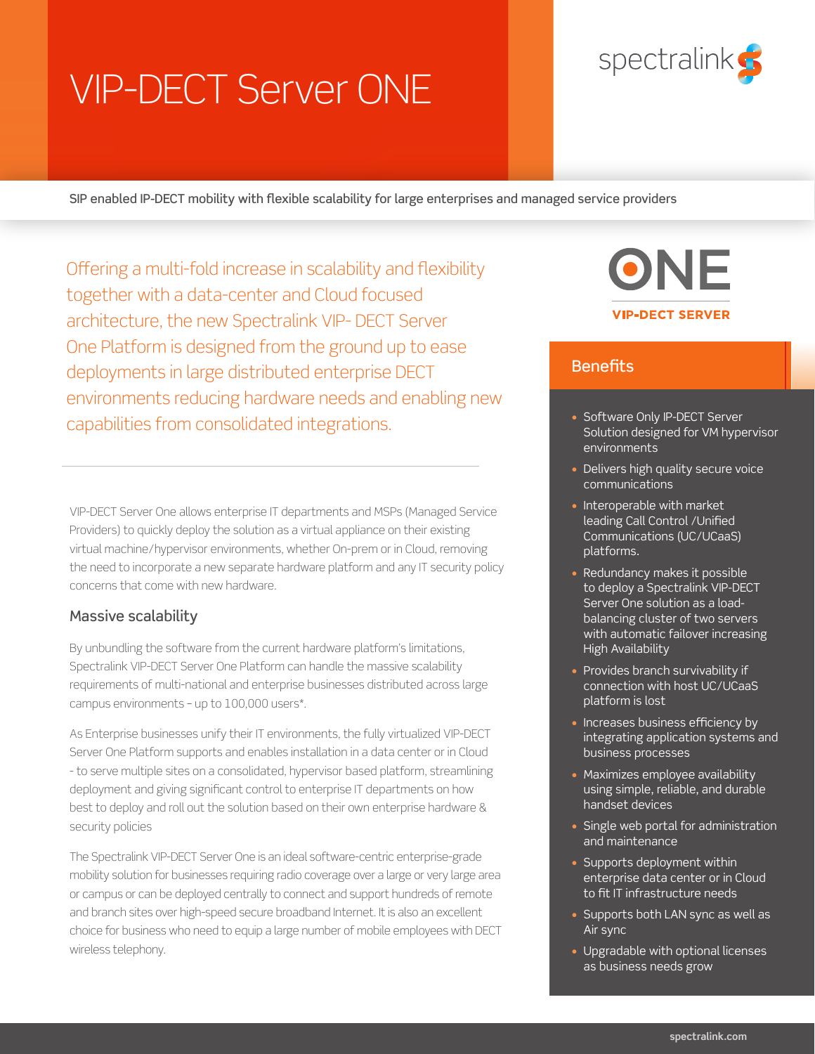# VIP-DECT Server ONE

**SIP enabled IP-DECT mobility with flexible scalability for large enterprises and managed service providers**

Offering a multi-fold increase in scalability and flexibility together with a data-center and Cloud focused architecture, the new Spectralink VIP- DECT Server One Platform is designed from the ground up to ease deployments in large distributed enterprise DECT environments reducing hardware needs and enabling new capabilities from consolidated integrations.

VIP-DECT Server One allows enterprise IT departments and MSPs (Managed Service Providers) to quickly deploy the solution as a virtual appliance on their existing virtual machine/hypervisor environments, whether On-prem or in Cloud, removing the need to incorporate a new separate hardware platform and any IT security policy concerns that come with new hardware.

## Massive scalability

By unbundling the software from the current hardware platform's limitations, Spectralink VIP-DECT Server One Platform can handle the massive scalability requirements of multi-national and enterprise businesses distributed across large campus environments – up to 100,000 users*.

As Enterprise businesses unify their IT environments, the fully virtualized VIP-DECT Server One Platform supports and enables installation in a data center or in Cloud - to serve multiple sites on a consolidated, hypervisor based platform, streamlining deployment and giving significant control to enterprise IT departments on how best to deploy and roll out the solution based on their own enterprise hardware & security policies

The Spectralink VIP-DECT Server One is an ideal software-centric enterprise-grade mobility solution for businesses requiring radio coverage over a large or very large area or campus or can be deployed centrally to connect and support hundreds of remote and branch sites over high-speed secure broadband Internet. It is also an excellent choice for business who need to equip a large number of mobile employees with DECT wireless telephony.

## Benefits

- Software Only IP-DECT Server Solution designed for VM hypervisor environments
- Delivers high quality secure voice communications
- Interoperable with market leading Call Control /Unified Communications (UC/UCaaS) platforms.
- Redundancy makes it possible to deploy a Spectralink VIP-DECT Server One solution as a load-balancing cluster of two servers with automatic failover increasing High Availability
- Provides branch survivability if connection with host UC/UCaaS platform is lost
- Increases business efficiency by integrating application systems and business processes
- Maximizes employee availability using simple, reliable, and durable handset devices
- Single web portal for administration and maintenance
- Supports deployment within enterprise data center or in Cloud to fit IT infrastructure needs
- Supports both LAN sync as well as Air sync
- Upgradable with optional licenses as business needs grow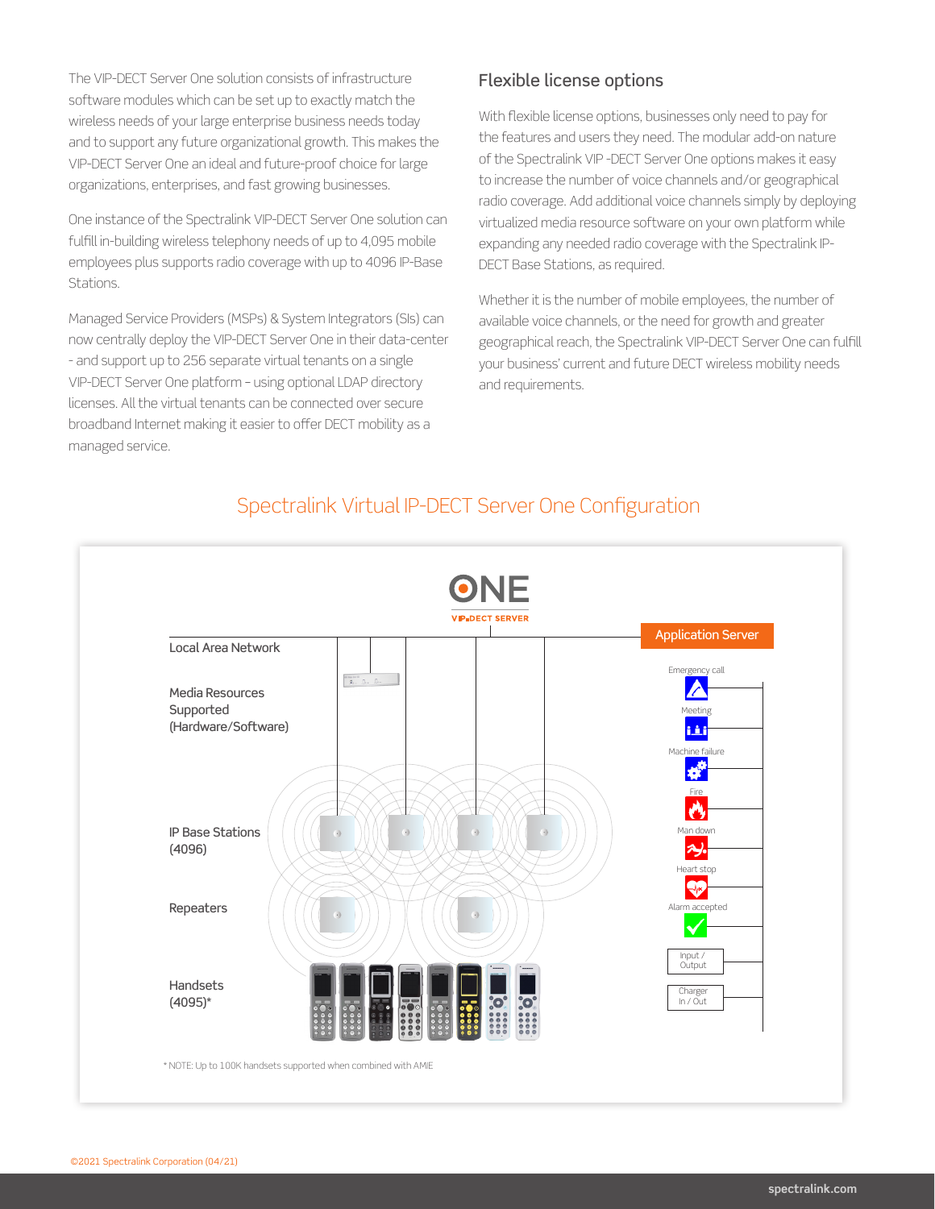The VIP-DECT Server One solution consists of infrastructure software modules which can be set up to exactly match the wireless needs of your large enterprise business needs today and to support any future organizational growth. This makes the VIP-DECT Server One an ideal and future-proof choice for large organizations, enterprises, and fast growing businesses.

One instance of the Spectralink VIP-DECT Server One solution can fulfill in-building wireless telephony needs of up to 4,095 mobile employees plus supports radio coverage with up to 4096 IP-Base Stations.

Managed Service Providers (MSPs) & System Integrators (SIs) can now centrally deploy the VIP-DECT Server One in their data-center - and support up to 256 separate virtual tenants on a single VIP-DECT Server One platform – using optional LDAP directory licenses. All the virtual tenants can be connected over secure broadband Internet making it easier to offer DECT mobility as a managed service.

## Flexible license options

With flexible license options, businesses only need to pay for the features and users they need. The modular add-on nature of the Spectralink VIP -DECT Server One options makes it easy to increase the number of voice channels and/or geographical radio coverage. Add additional voice channels simply by deploying virtualized media resource software on your own platform while expanding any needed radio coverage with the Spectralink IP-DECT Base Stations, as required.

Whether it is the number of mobile employees, the number of available voice channels, or the need for growth and greater geographical reach, the Spectralink VIP-DECT Server One can fulfill your business' current and future DECT wireless mobility needs and requirements.

## Spectralink Virtual IP-DECT Server One Configuration

ONE
VIP-DECT SERVER

Local Area Network

Media Resources Supported (Hardware/Software)

IP Base Stations (4096)

Repeaters

Handsets (4095)*

Application Server

Emergency call

Meeting

Machine failure

Fire

Man down

Heart stop

Alarm accepted

Input / Output

Charger In / Out

* NOTE: Up to 100K handsets supported when combined with AMIE

©2021 Spectralink Corporation (04/21)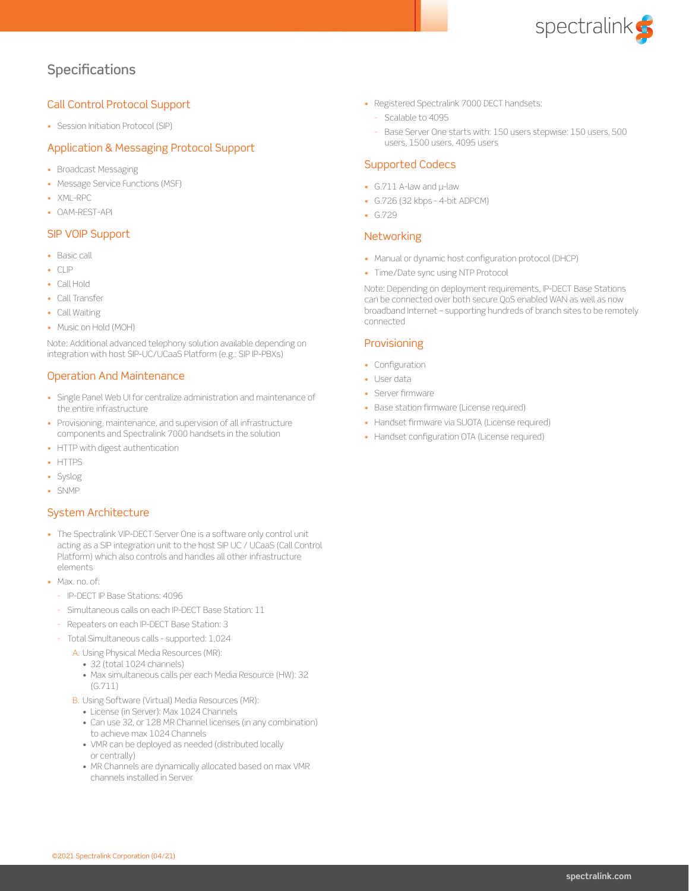# Specifications

## Call Control Protocol Support

- Session Initiation Protocol (SIP)

## Application & Messaging Protocol Support

- Broadcast Messaging
- Message Service Functions (MSF)
- XML-RPC
- OAM-REST-API

## SIP VOIP Support

- Basic call
- CLIP
- Call Hold
- Call Transfer
- Call Waiting
- Music on Hold (MOH)

Note: Additional advanced telephony solution available depending on integration with host SIP-UC/UCaaS Platform (e.g.: SIP IP-PBXs)

## Operation And Maintenance

- Single Panel Web UI for centralize administration and maintenance of the entire infrastructure
- Provisioning, maintenance, and supervision of all infrastructure components and Spectralink 7000 handsets in the solution
- HTTP with digest authentication
- HTTPS
- Syslog
- SNMP

## System Architecture

- The Spectralink VIP-DECT Server One is a software only control unit acting as a SIP integration unit to the host SIP UC / UCaaS (Call Control Platform) which also controls and handles all other infrastructure elements
- Max. no. of:
  - IP-DECT IP Base Stations: 4096
  - Simultaneous calls on each IP-DECT Base Station: 11
  - Repeaters on each IP-DECT Base Station: 3
  - Total Simultaneous calls - supported: 1,024
    - A. Using Physical Media Resources (MR):
      - 32 (total 1024 channels)
      - Max simultaneous calls per each Media Resource (HW): 32 (G.711)
    - B. Using Software (Virtual) Media Resources (MR):
      - License (in Server): Max 1024 Channels
      - Can use 32, or 128 MR Channel licenses (in any combination) to achieve max 1024 Channels
      - VMR can be deployed as needed (distributed locally or centrally)
      - MR Channels are dynamically allocated based on max VMR channels installed in Server
- Registered Spectralink 7000 DECT handsets:
  - Scalable to 4095
  - Base Server One starts with: 150 users stepwise: 150 users, 500 users, 1500 users, 4095 users

## Supported Codecs

- G.711 A-law and μ-law
- G.726 (32 kbps - 4-bit ADPCM)
- G.729

## Networking

- Manual or dynamic host configuration protocol (DHCP)
- Time/Date sync using NTP Protocol

Note: Depending on deployment requirements, IP-DECT Base Stations can be connected over both secure QoS enabled WAN as well as now broadband Internet – supporting hundreds of branch sites to be remotely connected

## Provisioning

- Configuration
- User data
- Server firmware
- Base station firmware (License required)
- Handset firmware via SUOTA (License required)
- Handset configuration OTA (License required)

©2021 Spectralink Corporation (04/21)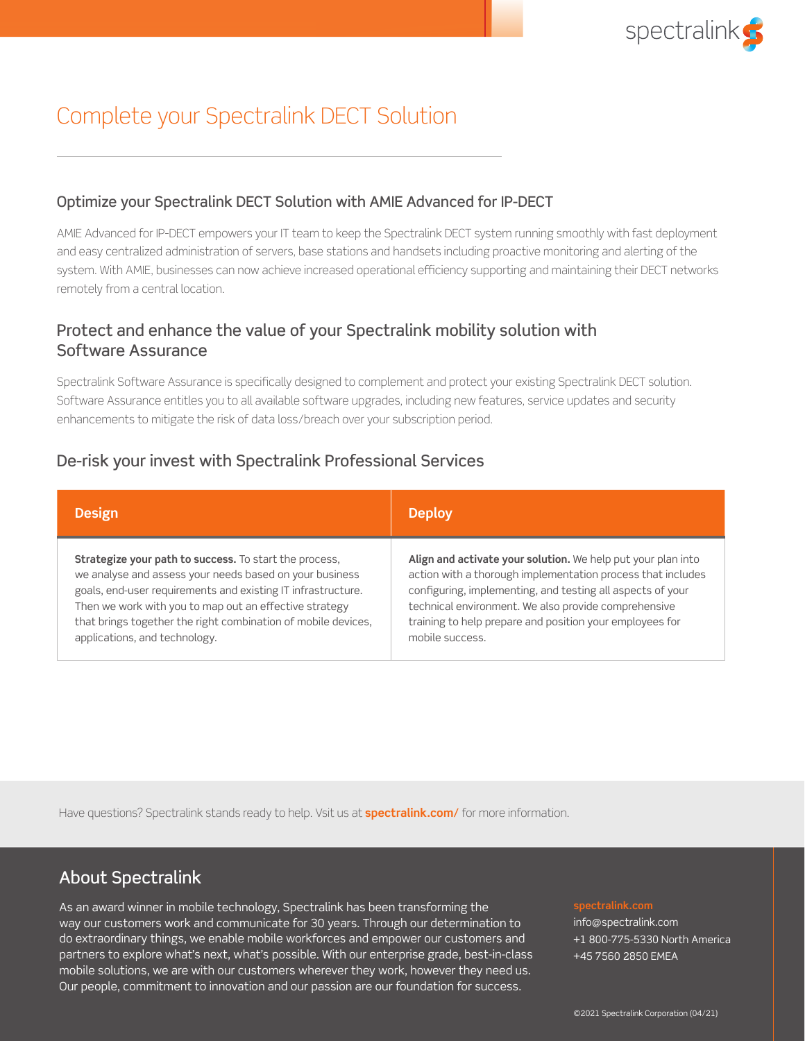# Complete your Spectralink DECT Solution

## Optimize your Spectralink DECT Solution with AMIE Advanced for IP-DECT

AMIE Advanced for IP-DECT empowers your IT team to keep the Spectralink DECT system running smoothly with fast deployment and easy centralized administration of servers, base stations and handsets including proactive monitoring and alerting of the system. With AMIE, businesses can now achieve increased operational efficiency supporting and maintaining their DECT networks remotely from a central location.

## Protect and enhance the value of your Spectralink mobility solution with Software Assurance

Spectralink Software Assurance is specifically designed to complement and protect your existing Spectralink DECT solution. Software Assurance entitles you to all available software upgrades, including new features, service updates and security enhancements to mitigate the risk of data loss/breach over your subscription period.

## De-risk your invest with Spectralink Professional Services

| Design | Deploy |
|---|---|
| **Strategize your path to success.** To start the process, we analyse and assess your needs based on your business goals, end-user requirements and existing IT infrastructure. Then we work with you to map out an effective strategy that brings together the right combination of mobile devices, applications, and technology. | **Align and activate your solution.** We help put your plan into action with a thorough implementation process that includes configuring, implementing, and testing all aspects of your technical environment. We also provide comprehensive training to help prepare and position your employees for mobile success. |

Have questions? Spectralink stands ready to help. Vsit us at **spectralink.com/** for more information.

## About Spectralink

As an award winner in mobile technology, Spectralink has been transforming the way our customers work and communicate for 30 years. Through our determination to do extraordinary things, we enable mobile workforces and empower our customers and partners to explore what's next, what's possible. With our enterprise grade, best-in-class mobile solutions, we are with our customers wherever they work, however they need us. Our people, commitment to innovation and our passion are our foundation for success.

**spectralink.com**
info@spectralink.com
+1 800-775-5330 North America
+45 7560 2850 EMEA

©2021 Spectralink Corporation (04/21)